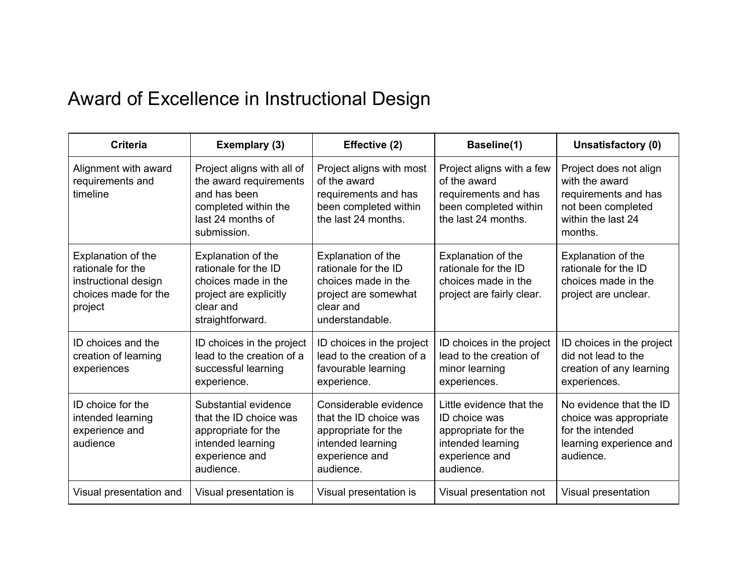# Award of Excellence in Instructional Design

| Criteria | Exemplary (3) | Effective (2) | Baseline(1) | Unsatisfactory (0) |
| --- | --- | --- | --- | --- |
| Alignment with award requirements and timeline | Project aligns with all of the award requirements and has been completed within the last 24 months of submission. | Project aligns with most of the award requirements and has been completed within the last 24 months. | Project aligns with a few of the award requirements and has been completed within the last 24 months. | Project does not align with the award requirements and has not been completed within the last 24 months. |
| Explanation of the rationale for the instructional design choices made for the project | Explanation of the rationale for the ID choices made in the project are explicitly clear and straightforward. | Explanation of the rationale for the ID choices made in the project are somewhat clear and understandable. | Explanation of the rationale for the ID choices made in the project are fairly clear. | Explanation of the rationale for the ID choices made in the project are unclear. |
| ID choices and the creation of learning experiences | ID choices in the project lead to the creation of a successful learning experience. | ID choices in the project lead to the creation of a favourable learning experience. | ID choices in the project lead to the creation of minor learning experiences. | ID choices in the project did not lead to the creation of any learning experiences. |
| ID choice for the intended learning experience and audience | Substantial evidence that the ID choice was appropriate for the intended learning experience and audience. | Considerable evidence that the ID choice was appropriate for the intended learning experience and audience. | Little evidence that the ID choice was appropriate for the intended learning experience and audience. | No evidence that the ID choice was appropriate for the intended learning experience and audience. |
| Visual presentation and | Visual presentation is | Visual presentation is | Visual presentation not | Visual presentation |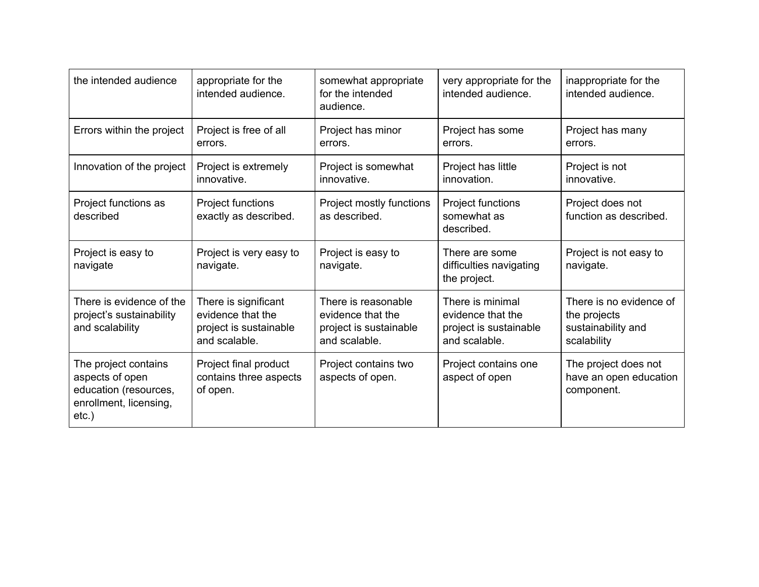| | | | | |
|---|---|---|---|---|
| the intended audience | appropriate for the intended audience. | somewhat appropriate for the intended audience. | very appropriate for the intended audience. | inappropriate for the intended audience. |
| Errors within the project | Project is free of all errors. | Project has minor errors. | Project has some errors. | Project has many errors. |
| Innovation of the project | Project is extremely innovative. | Project is somewhat innovative. | Project has little innovation. | Project is not innovative. |
| Project functions as described | Project functions exactly as described. | Project mostly functions as described. | Project functions somewhat as described. | Project does not function as described. |
| Project is easy to navigate | Project is very easy to navigate. | Project is easy to navigate. | There are some difficulties navigating the project. | Project is not easy to navigate. |
| There is evidence of the project's sustainability and scalability | There is significant evidence that the project is sustainable and scalable. | There is reasonable evidence that the project is sustainable and scalable. | There is minimal evidence that the project is sustainable and scalable. | There is no evidence of the projects sustainability and scalability |
| The project contains aspects of open education (resources, enrollment, licensing, etc.) | Project final product contains three aspects of open. | Project contains two aspects of open. | Project contains one aspect of open | The project does not have an open education component. |